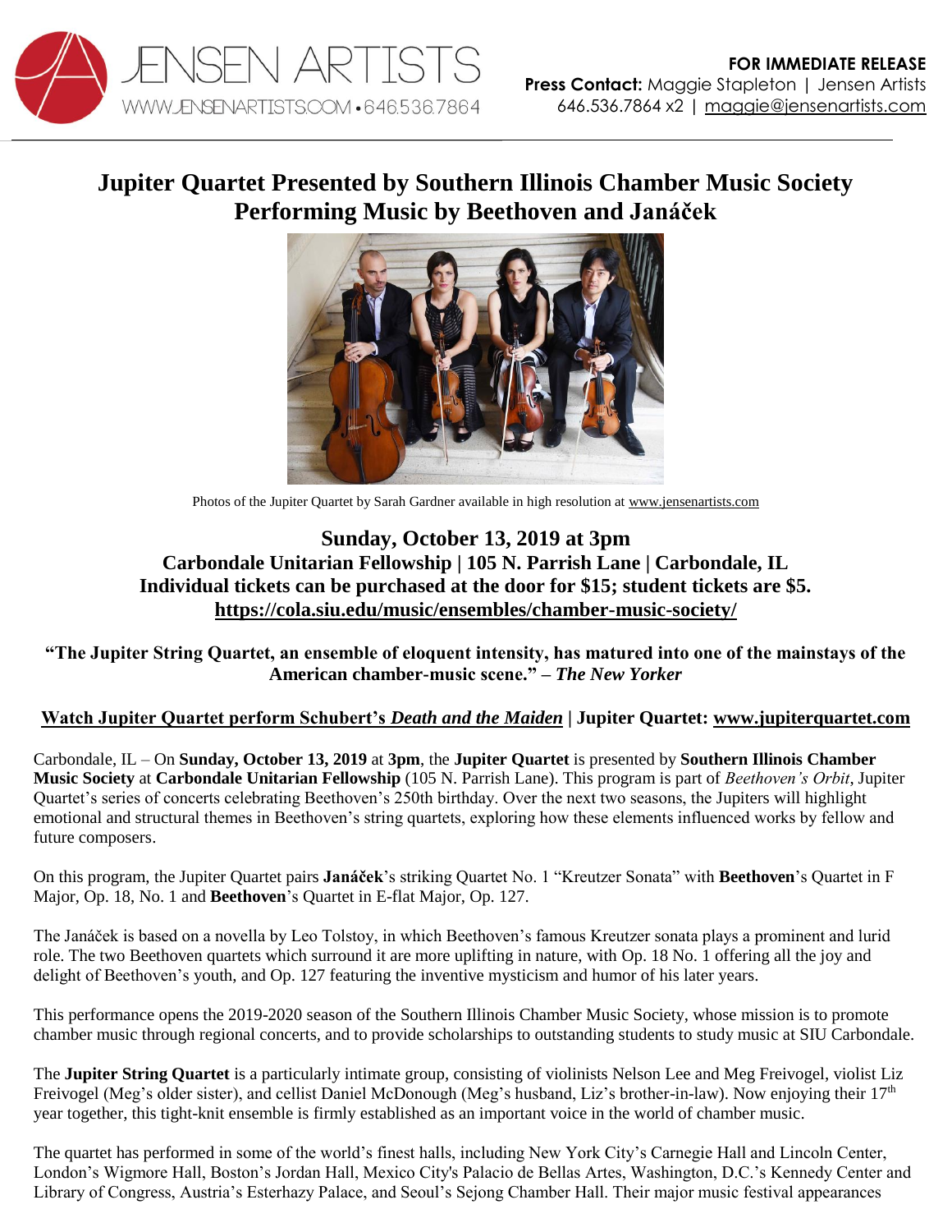JENSEN ARTISTS
WWW.JENSENARTISTS.COM • 646.536.7864

**FOR IMMEDIATE RELEASE**
**Press Contact:** Maggie Stapleton | Jensen Artists
646.536.7864 x2 | maggie@jensenartists.com

# Jupiter Quartet Presented by Southern Illinois Chamber Music Society Performing Music by Beethoven and Janáček

Photos of the Jupiter Quartet by Sarah Gardner available in high resolution at www.jensenartists.com

## Sunday, October 13, 2019 at 3pm

**Carbondale Unitarian Fellowship | 105 N. Parrish Lane | Carbondale, IL**
**Individual tickets can be purchased at the door for $15; student tickets are $5.**
**https://cola.siu.edu/music/ensembles/chamber-music-society/**

**"The Jupiter String Quartet, an ensemble of eloquent intensity, has matured into one of the mainstays of the American chamber-music scene." – *The New Yorker***

**Watch Jupiter Quartet perform Schubert's *Death and the Maiden* | Jupiter Quartet: www.jupiterquartet.com**

Carbondale, IL – On **Sunday, October 13, 2019** at **3pm**, the **Jupiter Quartet** is presented by **Southern Illinois Chamber Music Society** at **Carbondale Unitarian Fellowship** (105 N. Parrish Lane). This program is part of *Beethoven's Orbit*, Jupiter Quartet's series of concerts celebrating Beethoven's 250th birthday. Over the next two seasons, the Jupiters will highlight emotional and structural themes in Beethoven's string quartets, exploring how these elements influenced works by fellow and future composers.

On this program, the Jupiter Quartet pairs **Janáček**'s striking Quartet No. 1 "Kreutzer Sonata" with **Beethoven**'s Quartet in F Major, Op. 18, No. 1 and **Beethoven**'s Quartet in E-flat Major, Op. 127.

The Janáček is based on a novella by Leo Tolstoy, in which Beethoven's famous Kreutzer sonata plays a prominent and lurid role. The two Beethoven quartets which surround it are more uplifting in nature, with Op. 18 No. 1 offering all the joy and delight of Beethoven's youth, and Op. 127 featuring the inventive mysticism and humor of his later years.

This performance opens the 2019-2020 season of the Southern Illinois Chamber Music Society, whose mission is to promote chamber music through regional concerts, and to provide scholarships to outstanding students to study music at SIU Carbondale.

The **Jupiter String Quartet** is a particularly intimate group, consisting of violinists Nelson Lee and Meg Freivogel, violist Liz Freivogel (Meg's older sister), and cellist Daniel McDonough (Meg's husband, Liz's brother-in-law). Now enjoying their 17th year together, this tight-knit ensemble is firmly established as an important voice in the world of chamber music.

The quartet has performed in some of the world's finest halls, including New York City's Carnegie Hall and Lincoln Center, London's Wigmore Hall, Boston's Jordan Hall, Mexico City's Palacio de Bellas Artes, Washington, D.C.'s Kennedy Center and Library of Congress, Austria's Esterhazy Palace, and Seoul's Sejong Chamber Hall. Their major music festival appearances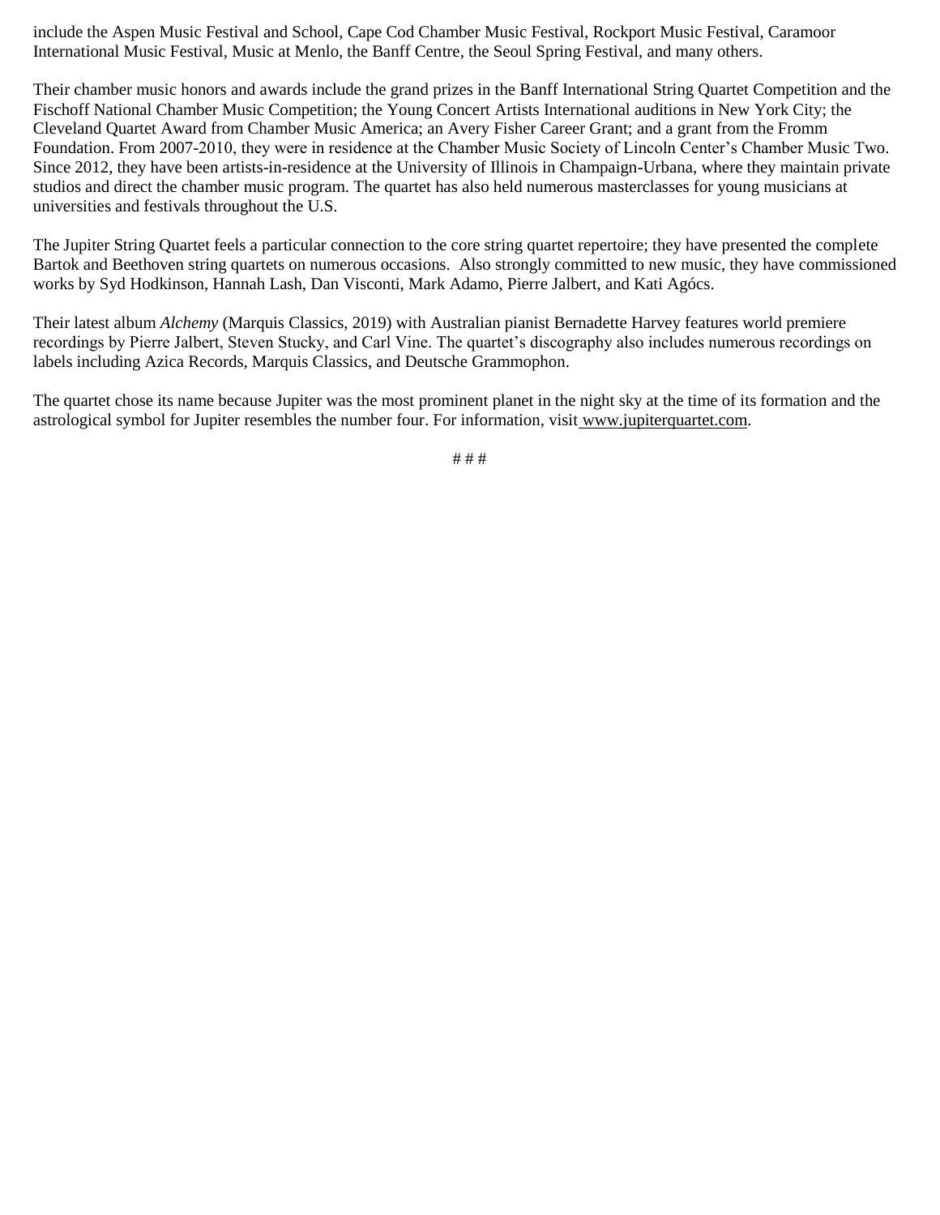include the Aspen Music Festival and School, Cape Cod Chamber Music Festival, Rockport Music Festival, Caramoor International Music Festival, Music at Menlo, the Banff Centre, the Seoul Spring Festival, and many others.

Their chamber music honors and awards include the grand prizes in the Banff International String Quartet Competition and the Fischoff National Chamber Music Competition; the Young Concert Artists International auditions in New York City; the Cleveland Quartet Award from Chamber Music America; an Avery Fisher Career Grant; and a grant from the Fromm Foundation. From 2007-2010, they were in residence at the Chamber Music Society of Lincoln Center's Chamber Music Two. Since 2012, they have been artists-in-residence at the University of Illinois in Champaign-Urbana, where they maintain private studios and direct the chamber music program. The quartet has also held numerous masterclasses for young musicians at universities and festivals throughout the U.S.

The Jupiter String Quartet feels a particular connection to the core string quartet repertoire; they have presented the complete Bartok and Beethoven string quartets on numerous occasions. Also strongly committed to new music, they have commissioned works by Syd Hodkinson, Hannah Lash, Dan Visconti, Mark Adamo, Pierre Jalbert, and Kati Agócs.

Their latest album *Alchemy* (Marquis Classics, 2019) with Australian pianist Bernadette Harvey features world premiere recordings by Pierre Jalbert, Steven Stucky, and Carl Vine. The quartet's discography also includes numerous recordings on labels including Azica Records, Marquis Classics, and Deutsche Grammophon.

The quartet chose its name because Jupiter was the most prominent planet in the night sky at the time of its formation and the astrological symbol for Jupiter resembles the number four. For information, visit www.jupiterquartet.com.

# # #